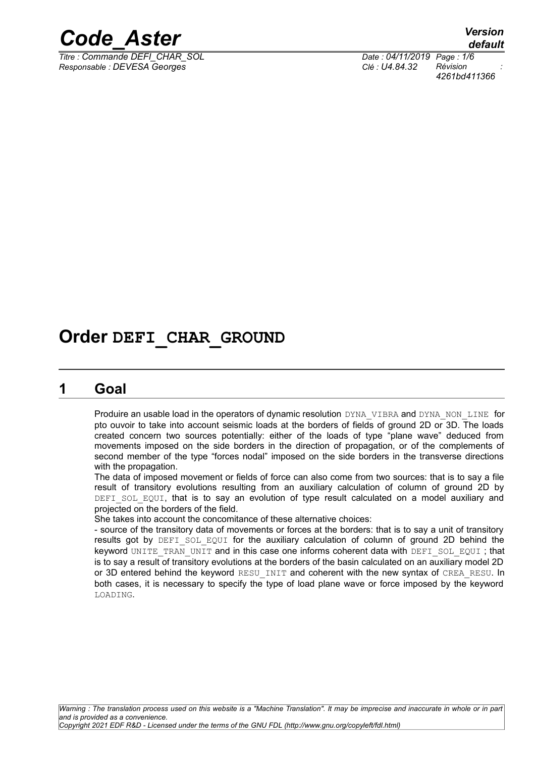# Order DEFI_CHAR_GROUND

## 1 Goal

Produire an usable load in the operators of dynamic resolution DYNA_VIBRA and DYNA_NON_LINE for pto ouvoir to take into account seismic loads at the borders of fields of ground 2D or 3D. The loads created concern two sources potentially: either of the loads of type "plane wave" deduced from movements imposed on the side borders in the direction of propagation, or of the complements of second member of the type "forces nodal" imposed on the side borders in the transverse directions with the propagation.

The data of imposed movement or fields of force can also come from two sources: that is to say a file result of transitory evolutions resulting from an auxiliary calculation of column of ground 2D by DEFI_SOL_EQUI, that is to say an evolution of type result calculated on a model auxiliary and projected on the borders of the field.

She takes into account the concomitance of these alternative choices:

- source of the transitory data of movements or forces at the borders: that is to say a unit of transitory results got by DEFI_SOL_EQUI for the auxiliary calculation of column of ground 2D behind the keyword UNITE_TRAN_UNIT and in this case one informs coherent data with DEFI_SOL_EQUI ; that is to say a result of transitory evolutions at the borders of the basin calculated on an auxiliary model 2D or 3D entered behind the keyword RESU_INIT and coherent with the new syntax of CREA_RESU. In both cases, it is necessary to specify the type of load plane wave or force imposed by the keyword LOADING.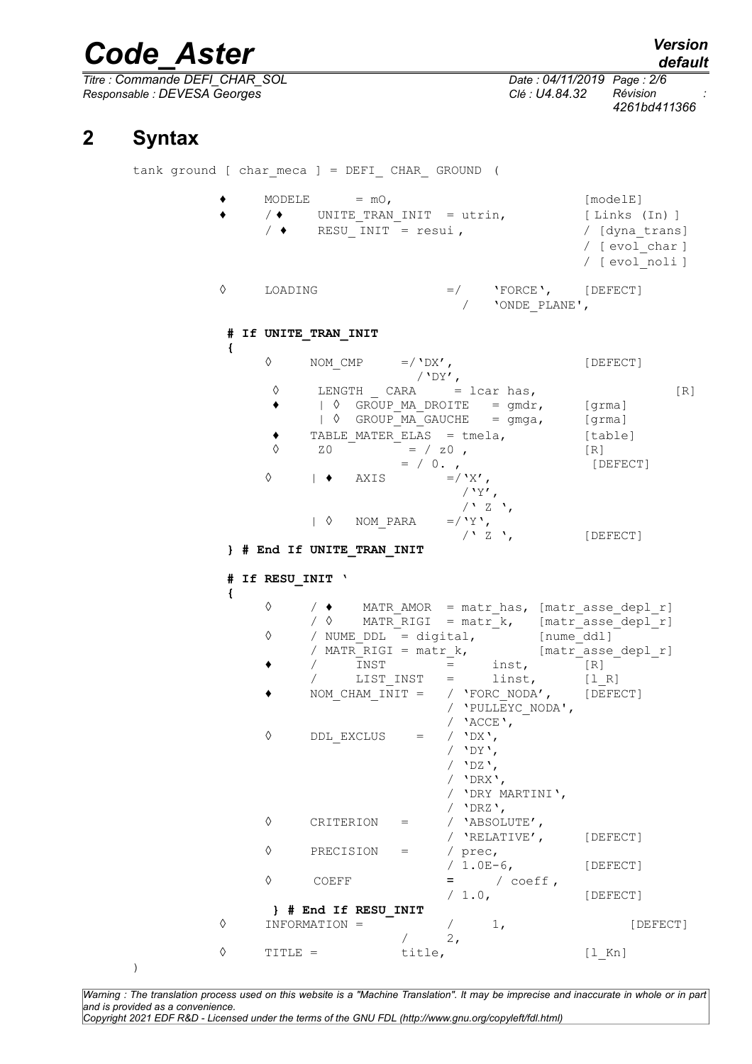# 2 Syntax

```
tank ground [ char_meca ] = DEFI_ CHAR_ GROUND (

        ♦     MODELE       = mO,                            [modelE]
        ♦     / ♦     UNITE_TRAN_INIT  = utrin,             [ Links (In) ]
              / ♦     RESU_INIT = resui ,                   / [dyna_trans]
                                                            / [ evol_char ]
                                                            / [ evol_noli ]

        ◊     LOADING                  =/    'FORCE',      [DEFECT]
                                        /    'ONDE_PLANE',

         # If UNITE_TRAN_INIT
         {
              ◊     NOM_CMP      =/'DX',                   [DEFECT]
                                  /'DY',
              ◊     LENGTH _ CARA      = lcar has,                    [R]
              ♦     | ◊  GROUP_MA_DROITE   = gmdr,         [grma]
                    | ◊  GROUP_MA_GAUCHE   = gmga,         [grma]
              ♦     TABLE_MATER_ELAS  = tmela,             [table]
              ◊     Z0            = / z0 ,                  [R]
                                  = / 0. ,                   [DEFECT]
              ◊     | ♦   AXIS         =/'X',
                                        /'Y',
                                        /' Z ',
                    | ◊   NOM_PARA     =/'Y',
                                        /' Z ',            [DEFECT]
         } # End If UNITE_TRAN_INIT

         # If RESU_INIT '
         {
              ◊     / ♦    MATR_AMOR  = matr_has, [matr_asse_depl_r]
                    / ◊    MATR_RIGI  = matr_k,   [matr_asse_depl_r]
              ◊     / NUME_DDL  = digital,        [nume_ddl]
                    / MATR_RIGI = matr_k,         [matr_asse_depl_r]
              ♦     /     INST        =      inst,        [R]
                    /     LIST_INST   =      linst,       [l_R]
              ♦     NOM_CHAM_INIT =    / 'FORC_NODA',    [DEFECT]
                                       / 'PULLEYC_NODA',
                                       / 'ACCE',
              ◊     DDL_EXCLUS    =    / 'DX',
                                       / 'DY',
                                       / 'DZ',
                                       / 'DRX',
                                       / 'DRY MARTINI',
                                       / 'DRZ',
              ◊     CRITERION   =      / 'ABSOLUTE',
                                       / 'RELATIVE',     [DEFECT]
              ◊     PRECISION   =      / prec,
                                       / 1.0E-6,         [DEFECT]
              ◊     COEFF              =     / coeff ,
                                       / 1.0,            [DEFECT]
          } # End If RESU_INIT
        ◊     INFORMATION =            /     1,                 [DEFECT]
                                 /     2,
        ◊     TITLE =            title,                   [l_Kn]
)
```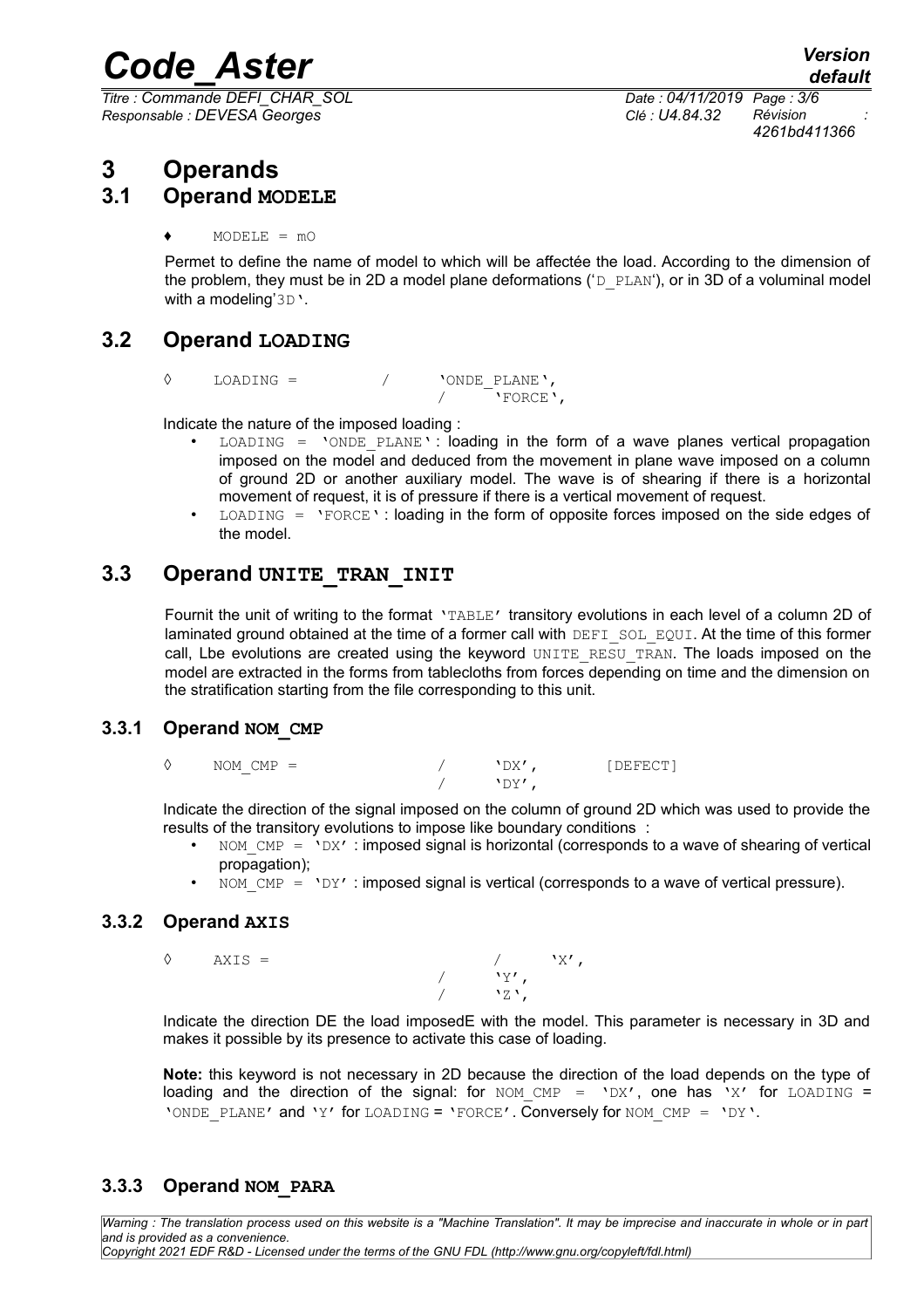# 3 Operands

## 3.1 Operand MODELE

♦ MODELE = mO

Permet to define the name of model to which will be affectée the load. According to the dimension of the problem, they must be in 2D a model plane deformations ('D_PLAN'), or in 3D of a voluminal model with a modeling'3D'.

## 3.2 Operand LOADING

```
◊   LOADING =        /    'ONDE_PLANE',
                     /    'FORCE',
```

Indicate the nature of the imposed loading :

- LOADING = 'ONDE_PLANE' : loading in the form of a wave planes vertical propagation imposed on the model and deduced from the movement in plane wave imposed on a column of ground 2D or another auxiliary model. The wave is of shearing if there is a horizontal movement of request, it is of pressure if there is a vertical movement of request.
- LOADING = 'FORCE' : loading in the form of opposite forces imposed on the side edges of the model.

## 3.3 Operand UNITE_TRAN_INIT

Fournit the unit of writing to the format 'TABLE' transitory evolutions in each level of a column 2D of laminated ground obtained at the time of a former call with DEFI_SOL_EQUI. At the time of this former call, Lbe evolutions are created using the keyword UNITE_RESU_TRAN. The loads imposed on the model are extracted in the forms from tablecloths from forces depending on time and the dimension on the stratification starting from the file corresponding to this unit.

### 3.3.1 Operand NOM_CMP

```
◊   NOM_CMP =          /    'DX',      [DEFECT]
                       /    'DY',
```

Indicate the direction of the signal imposed on the column of ground 2D which was used to provide the results of the transitory evolutions to impose like boundary conditions :

- NOM_CMP = 'DX' : imposed signal is horizontal (corresponds to a wave of shearing of vertical propagation);
- NOM_CMP = 'DY' : imposed signal is vertical (corresponds to a wave of vertical pressure).

### 3.3.2 Operand AXIS

```
◊   AXIS =             /    'X',
                       /    'Y',
                       /    'Z',
```

Indicate the direction DE the load imposedE with the model. This parameter is necessary in 3D and makes it possible by its presence to activate this case of loading.

**Note:** this keyword is not necessary in 2D because the direction of the load depends on the type of loading and the direction of the signal: for NOM_CMP = 'DX', one has 'X' for LOADING = 'ONDE_PLANE' and 'Y' for LOADING = 'FORCE'. Conversely for NOM_CMP = 'DY'.

### 3.3.3 Operand NOM_PARA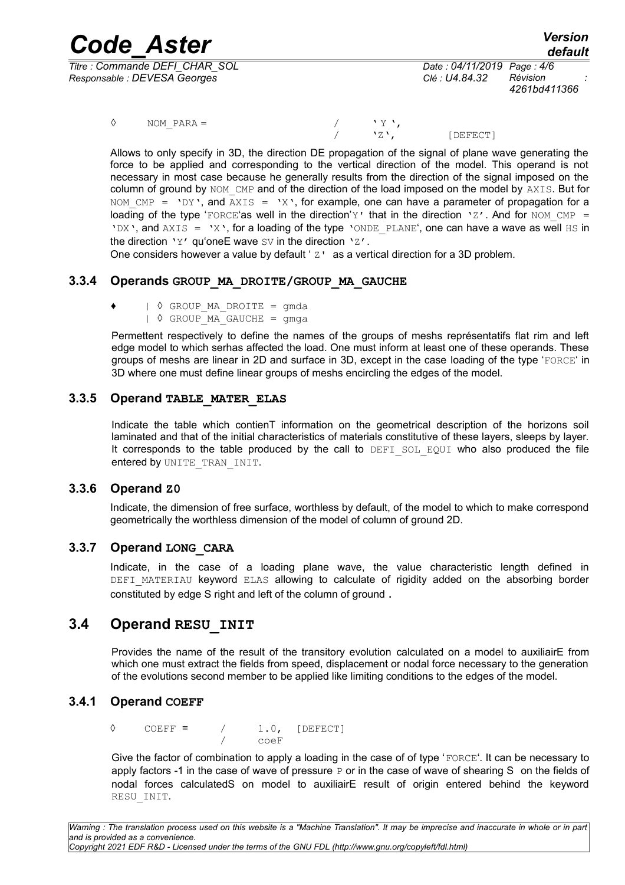```
◊   NOM_PARA =          /    ' Y ',
                        /    'Z',        [DEFECT]
```

Allows to only specify in 3D, the direction DE propagation of the signal of plane wave generating the force to be applied and corresponding to the vertical direction of the model. This operand is not necessary in most case because he generally results from the direction of the signal imposed on the column of ground by NOM_CMP and of the direction of the load imposed on the model by AXIS. But for NOM_CMP = 'DY', and AXIS = 'X', for example, one can have a parameter of propagation for a loading of the type 'FORCE'as well in the direction'Y' that in the direction 'Z'. And for NOM_CMP = 'DX', and AXIS = 'X', for a loading of the type 'ONDE_PLANE', one can have a wave as well HS in the direction 'Y' qu'oneE wave SV in the direction 'Z'.

One considers however a value by default ' Z' as a vertical direction for a 3D problem.

### 3.3.4 Operands GROUP_MA_DROITE/GROUP_MA_GAUCHE

```
♦    | ◊ GROUP_MA_DROITE = gmda
     | ◊ GROUP_MA_GAUCHE = gmga
```

Permettent respectively to define the names of the groups of meshs représentatifs flat rim and left edge model to which serhas affected the load. One must inform at least one of these operands. These groups of meshs are linear in 2D and surface in 3D, except in the case loading of the type 'FORCE' in 3D where one must define linear groups of meshs encircling the edges of the model.

### 3.3.5 Operand TABLE_MATER_ELAS

Indicate the table which contienT information on the geometrical description of the horizons soil laminated and that of the initial characteristics of materials constitutive of these layers, sleeps by layer. It corresponds to the table produced by the call to DEFI_SOL_EQUI who also produced the file entered by UNITE_TRAN_INIT.

### 3.3.6 Operand Z0

Indicate, the dimension of free surface, worthless by default, of the model to which to make correspond geometrically the worthless dimension of the model of column of ground 2D.

### 3.3.7 Operand LONG_CARA

Indicate, in the case of a loading plane wave, the value characteristic length defined in DEFI_MATERIAU keyword ELAS allowing to calculate of rigidity added on the absorbing border constituted by edge S right and left of the column of ground .

## 3.4 Operand RESU_INIT

Provides the name of the result of the transitory evolution calculated on a model to auxiliairE from which one must extract the fields from speed, displacement or nodal force necessary to the generation of the evolutions second member to be applied like limiting conditions to the edges of the model.

### 3.4.1 Operand COEFF

```
◊   COEFF =    /    1.0,   [DEFECT]
               /    coeF
```

Give the factor of combination to apply a loading in the case of of type 'FORCE'. It can be necessary to apply factors -1 in the case of wave of pressure P or in the case of wave of shearing S on the fields of nodal forces calculatedS on model to auxiliairE result of origin entered behind the keyword RESU_INIT.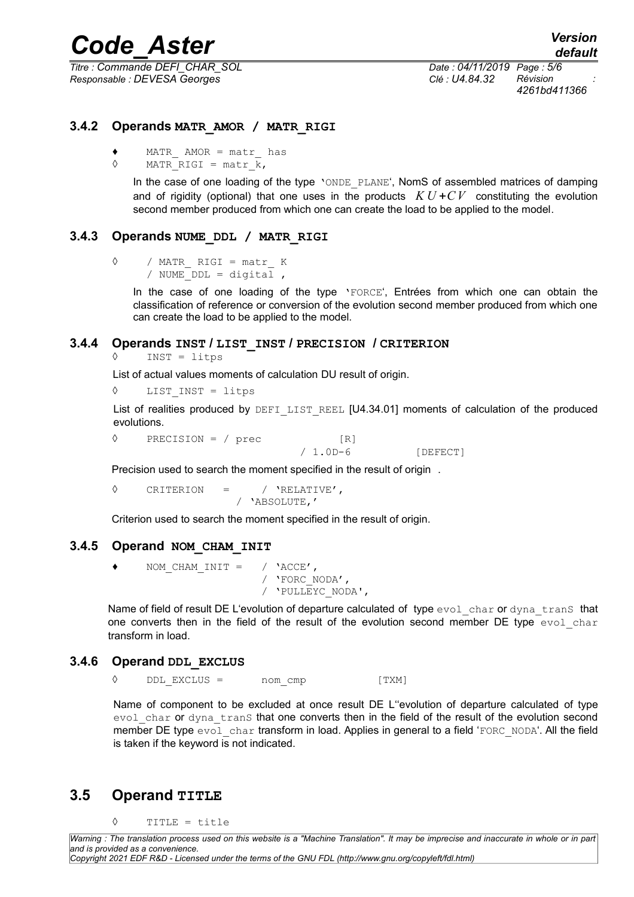### 3.4.2 Operands MATR_AMOR / MATR_RIGI

♦ MATR_ AMOR = matr_ has
◊ MATR_RIGI = matr_k,

In the case of one loading of the type 'ONDE_PLANE', NomS of assembled matrices of damping and of rigidity (optional) that one uses in the products $KU+CV$ constituting the evolution second member produced from which one can create the load to be applied to the model.

### 3.4.3 Operands NUME_DDL / MATR_RIGI

◊ / MATR_ RIGI = matr_ K
/ NUME_DDL = digital ,

In the case of one loading of the type 'FORCE', Entrées from which one can obtain the classification of reference or conversion of the evolution second member produced from which one can create the load to be applied to the model.

### 3.4.4 Operands INST / LIST_INST / PRECISION / CRITERION

◊ INST = litps

List of actual values moments of calculation DU result of origin.

◊ LIST_INST = litps

List of realities produced by DEFI_LIST_REEL [U4.34.01] moments of calculation of the produced evolutions.

◊ PRECISION = / prec [R]
/ 1.0D-6 [DEFECT]

Precision used to search the moment specified in the result of origin .

◊ CRITERION = / 'RELATIVE',
/ 'ABSOLUTE,'

Criterion used to search the moment specified in the result of origin.

### 3.4.5 Operand NOM_CHAM_INIT

♦ NOM_CHAM_INIT = / 'ACCE',
/ 'FORC_NODA',
/ 'PULLEYC_NODA',

Name of field of result DE L'evolution of departure calculated of type evol_char or dyna_tranS that one converts then in the field of the result of the evolution second member DE type evol_char transform in load.

### 3.4.6 Operand DDL_EXCLUS

◊ DDL_EXCLUS = nom_cmp [TXM]

Name of component to be excluded at once result DE L''evolution of departure calculated of type evol_char or dyna_tranS that one converts then in the field of the result of the evolution second member DE type evol_char transform in load. Applies in general to a field 'FORC_NODA'. All the field is taken if the keyword is not indicated.

## 3.5 Operand TITLE

◊ TITLE = title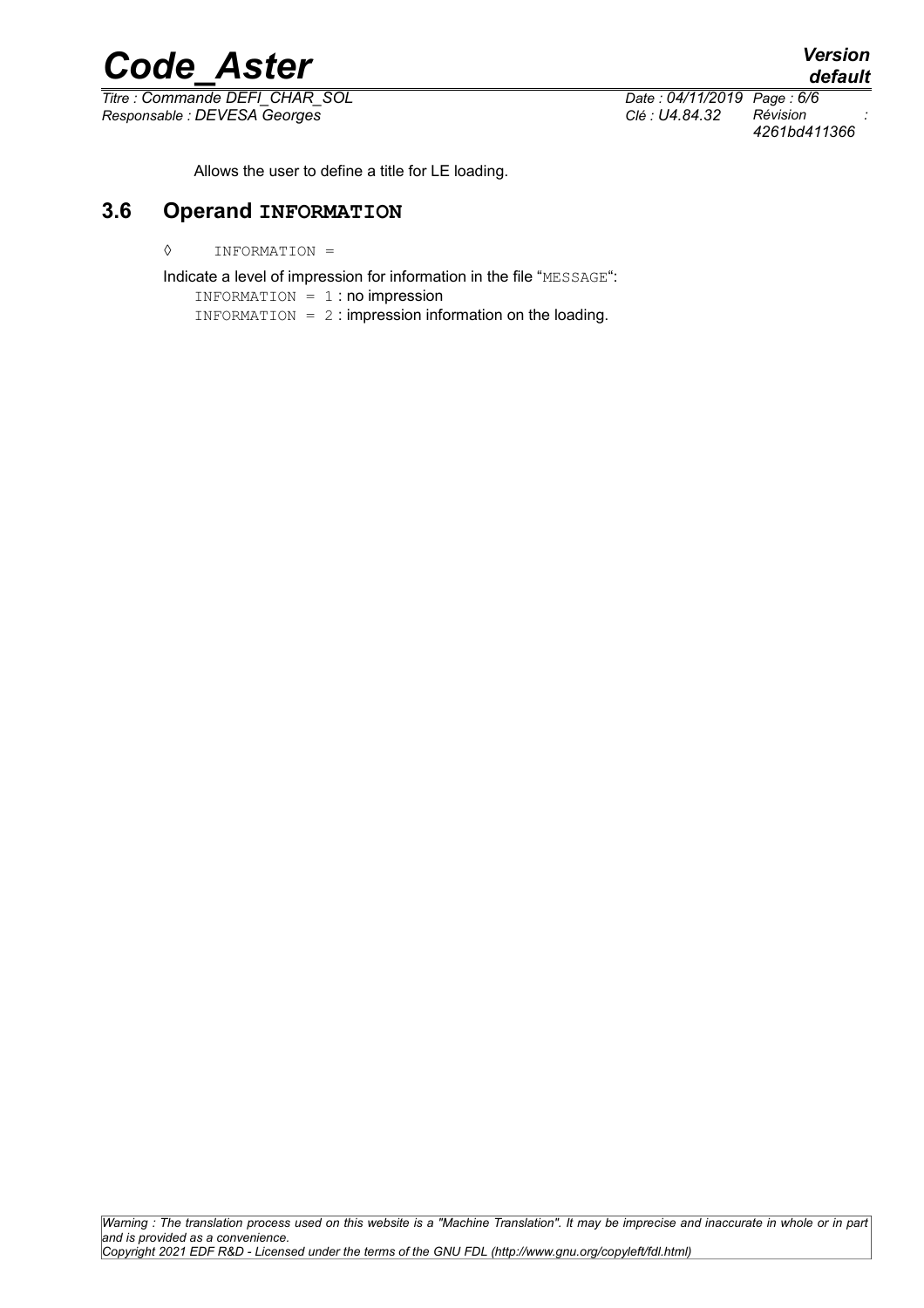Allows the user to define a title for LE loading.

## 3.6 Operand INFORMATION

◊ INFORMATION =

Indicate a level of impression for information in the file "MESSAGE":

INFORMATION = 1 : no impression

INFORMATION = 2 : impression information on the loading.